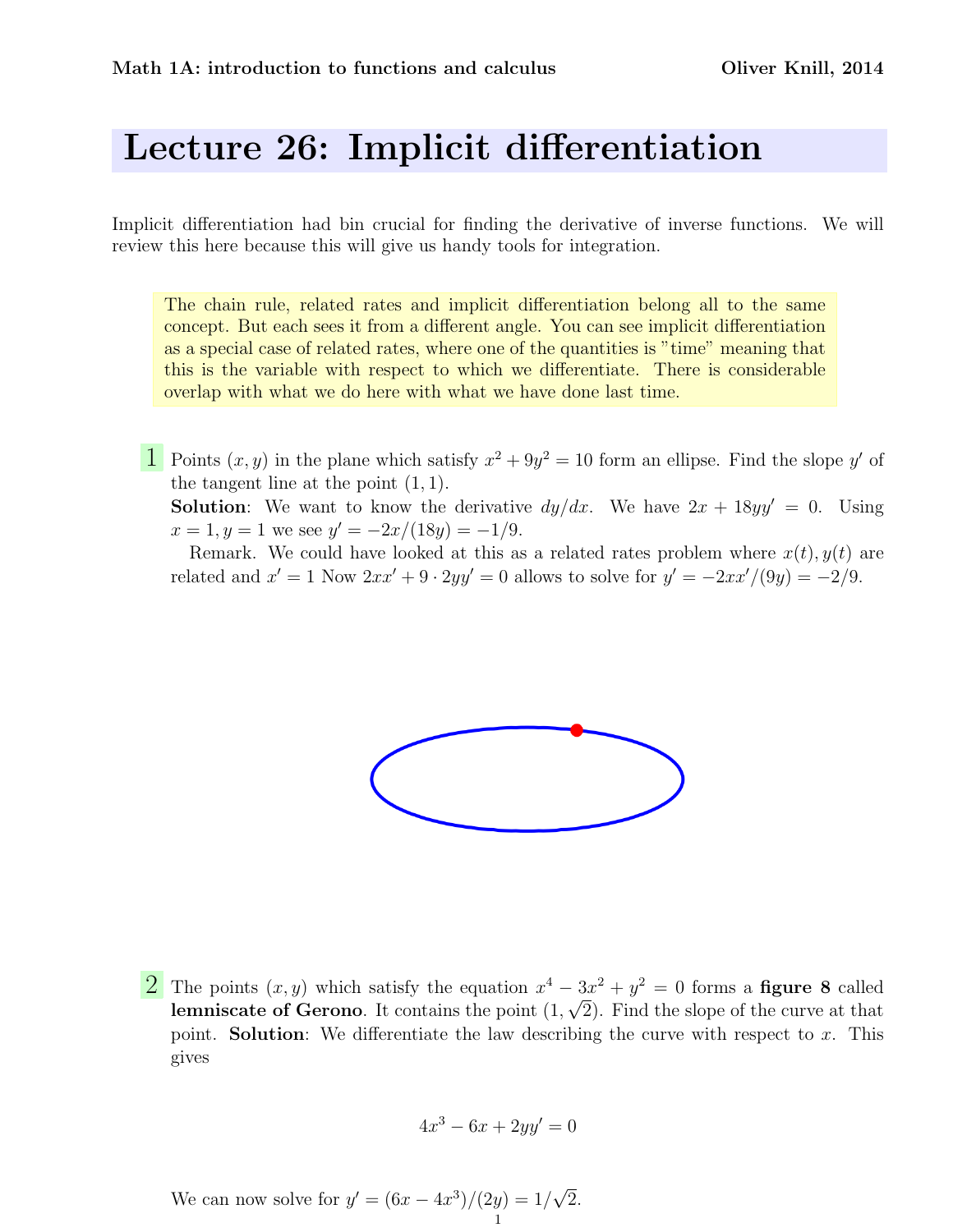# Lecture 26: Implicit differentiation

Implicit differentiation had bin crucial for finding the derivative of inverse functions. We will review this here because this will give us handy tools for integration.

> The chain rule, related rates and implicit differentiation belong all to the same concept. But each sees it from a different angle. You can see implicit differentiation as a special case of related rates, where one of the quantities is "time" meaning that this is the variable with respect to which we differentiate. There is considerable overlap with what we do here with what we have done last time.

**1** Points $(x, y)$ in the plane which satisfy $x^2 + 9y^2 = 10$ form an ellipse. Find the slope $y'$ of the tangent line at the point $(1, 1)$.

**Solution**: We want to know the derivative $dy/dx$. We have $2x + 18yy' = 0$. Using $x = 1, y = 1$ we see $y' = -2x/(18y) = -1/9$.

Remark. We could have looked at this as a related rates problem where $x(t), y(t)$ are related and $x' = 1$ Now $2xx' + 9 \cdot 2yy' = 0$ allows to solve for $y' = -2xx'/(9y) = -2/9$.

**2** The points $(x, y)$ which satisfy the equation $x^4 - 3x^2 + y^2 = 0$ forms a **figure 8** called **lemniscate of Gerono**. It contains the point $(1, \sqrt{2})$. Find the slope of the curve at that point. **Solution**: We differentiate the law describing the curve with respect to $x$. This gives

$$4x^3 - 6x + 2yy' = 0$$

We can now solve for $y' = (6x - 4x^3)/(2y) = 1/\sqrt{2}$.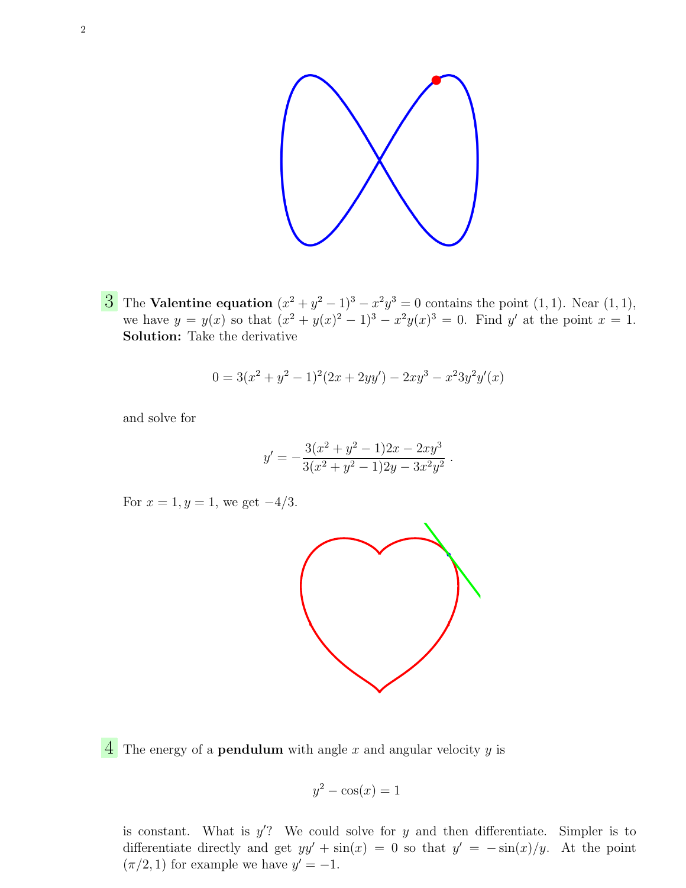**3** The **Valentine equation** $(x^2 + y^2 - 1)^3 - x^2y^3 = 0$ contains the point $(1, 1)$. Near $(1, 1)$, we have $y = y(x)$ so that $(x^2 + y(x)^2 - 1)^3 - x^2y(x)^3 = 0$. Find $y'$ at the point $x = 1$.
**Solution:** Take the derivative

$$0 = 3(x^2 + y^2 - 1)^2(2x + 2yy') - 2xy^3 - x^2 3y^2 y'(x)$$

and solve for

$$y' = -\frac{3(x^2 + y^2 - 1)2x - 2xy^3}{3(x^2 + y^2 - 1)2y - 3x^2y^2} \,.$$

For $x = 1, y = 1$, we get $-4/3$.

**4** The energy of a **pendulum** with angle $x$ and angular velocity $y$ is

$$y^2 - \cos(x) = 1$$

is constant. What is $y'$? We could solve for $y$ and then differentiate. Simpler is to differentiate directly and get $yy' + \sin(x) = 0$ so that $y' = -\sin(x)/y$. At the point $(\pi/2, 1)$ for example we have $y' = -1$.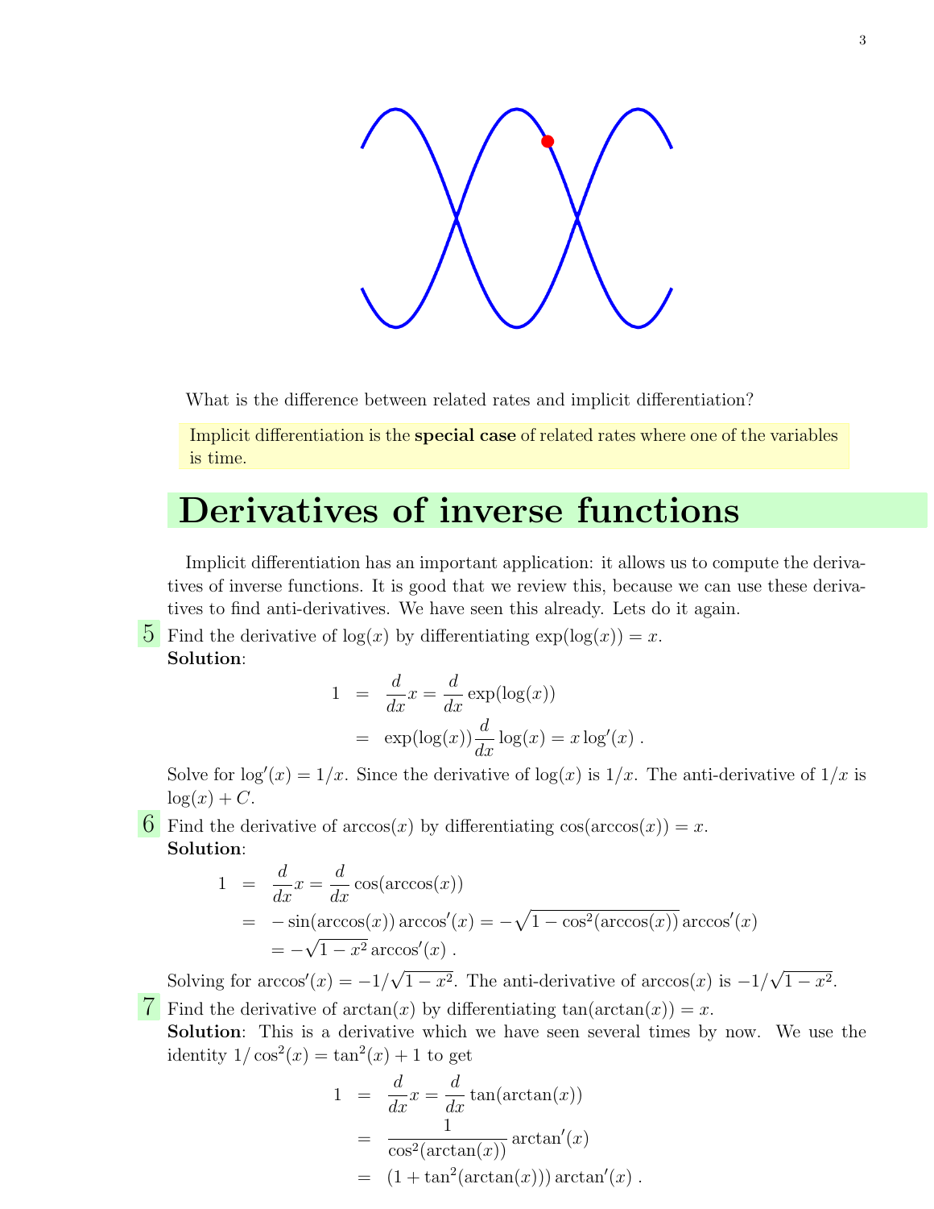What is the difference between related rates and implicit differentiation?

Implicit differentiation is the **special case** of related rates where one of the variables is time.

# Derivatives of inverse functions

Implicit differentiation has an important application: it allows us to compute the derivatives of inverse functions. It is good that we review this, because we can use these derivatives to find anti-derivatives. We have seen this already. Lets do it again.

**5** Find the derivative of $\log(x)$ by differentiating $\exp(\log(x)) = x$.
**Solution**:

$$\begin{aligned} 1 &= \frac{d}{dx}x = \frac{d}{dx}\exp(\log(x)) \\ &= \exp(\log(x))\frac{d}{dx}\log(x) = x\log'(x) \ . \end{aligned}$$

Solve for $\log'(x) = 1/x$. Since the derivative of $\log(x)$ is $1/x$. The anti-derivative of $1/x$ is $\log(x) + C$.

**6** Find the derivative of $\arccos(x)$ by differentiating $\cos(\arccos(x)) = x$.
**Solution**:

$$\begin{aligned} 1 &= \frac{d}{dx}x = \frac{d}{dx}\cos(\arccos(x)) \\ &= -\sin(\arccos(x))\arccos'(x) = -\sqrt{1-\cos^2(\arccos(x))}\arccos'(x) \\ &= -\sqrt{1-x^2}\arccos'(x) \ . \end{aligned}$$

Solving for $\arccos'(x) = -1/\sqrt{1-x^2}$. The anti-derivative of $\arccos(x)$ is $-1/\sqrt{1-x^2}$.

**7** Find the derivative of $\arctan(x)$ by differentiating $\tan(\arctan(x)) = x$.
**Solution**: This is a derivative which we have seen several times by now. We use the identity $1/\cos^2(x) = \tan^2(x) + 1$ to get

$$\begin{aligned} 1 &= \frac{d}{dx}x = \frac{d}{dx}\tan(\arctan(x)) \\ &= \frac{1}{\cos^2(\arctan(x))}\arctan'(x) \\ &= (1+\tan^2(\arctan(x)))\arctan'(x) \ . \end{aligned}$$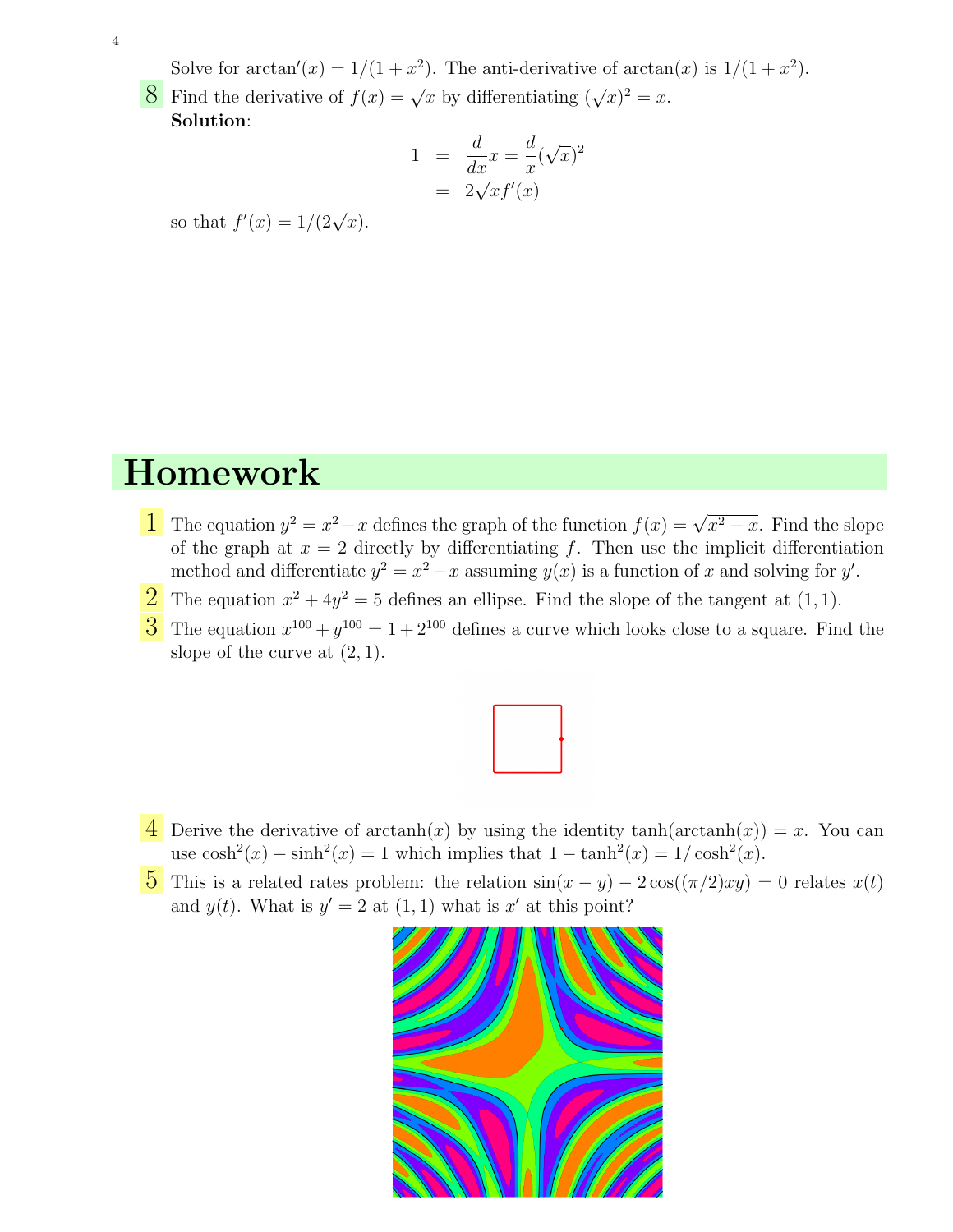Solve for $\arctan'(x) = 1/(1+x^2)$. The anti-derivative of $\arctan(x)$ is $1/(1+x^2)$.

8 Find the derivative of $f(x) = \sqrt{x}$ by differentiating $(\sqrt{x})^2 = x$.
**Solution**:

$$\begin{aligned} 1 &= \frac{d}{dx}x = \frac{d}{x}(\sqrt{x})^2 \\ &= 2\sqrt{x}f'(x) \end{aligned}$$

so that $f'(x) = 1/(2\sqrt{x})$.

# Homework

1 The equation $y^2 = x^2 - x$ defines the graph of the function $f(x) = \sqrt{x^2 - x}$. Find the slope of the graph at $x = 2$ directly by differentiating $f$. Then use the implicit differentiation method and differentiate $y^2 = x^2 - x$ assuming $y(x)$ is a function of $x$ and solving for $y'$.

2 The equation $x^2 + 4y^2 = 5$ defines an ellipse. Find the slope of the tangent at $(1, 1)$.

3 The equation $x^{100} + y^{100} = 1 + 2^{100}$ defines a curve which looks close to a square. Find the slope of the curve at $(2, 1)$.

4 Derive the derivative of $\text{arctanh}(x)$ by using the identity $\tanh(\text{arctanh}(x)) = x$. You can use $\cosh^2(x) - \sinh^2(x) = 1$ which implies that $1 - \tanh^2(x) = 1/\cosh^2(x)$.

5 This is a related rates problem: the relation $\sin(x - y) - 2\cos((\pi/2)xy) = 0$ relates $x(t)$ and $y(t)$. What is $y' = 2$ at $(1, 1)$ what is $x'$ at this point?